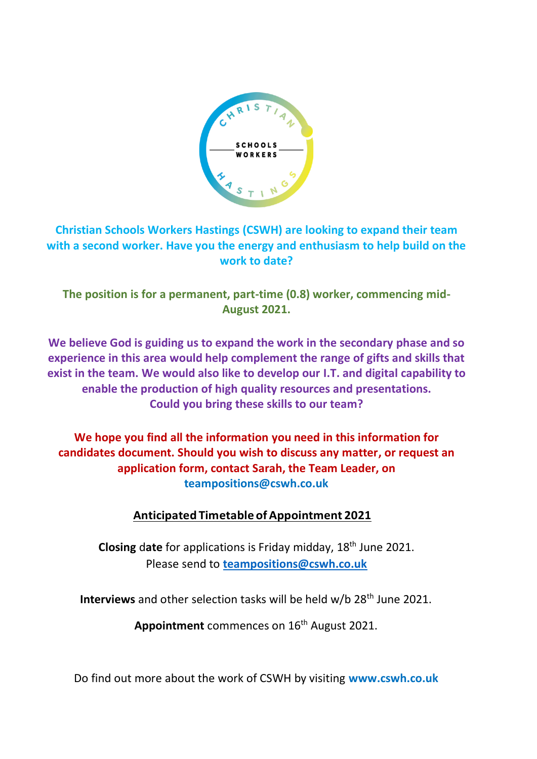CHRISTIAN SCHOOLS WORKERS HASTINGS

**Christian Schools Workers Hastings (CSWH) are looking to expand their team with a second worker. Have you the energy and enthusiasm to help build on the work to date?**

**The position is for a permanent, part-time (0.8) worker, commencing mid-August 2021.**

**We believe God is guiding us to expand the work in the secondary phase and so experience in this area would help complement the range of gifts and skills that exist in the team. We would also like to develop our I.T. and digital capability to enable the production of high quality resources and presentations. Could you bring these skills to our team?**

**We hope you find all the information you need in this information for candidates document. Should you wish to discuss any matter, or request an application form, contact Sarah, the Team Leader, on teampositions@cswh.co.uk**

## Anticipated Timetable of Appointment 2021

**Closing** d**ate** for applications is Friday midday, 18th June 2021.
Please send to **teampositions@cswh.co.uk**

**Interviews** and other selection tasks will be held w/b 28th June 2021.

**Appointment** commences on 16th August 2021.

Do find out more about the work of CSWH by visiting **www.cswh.co.uk**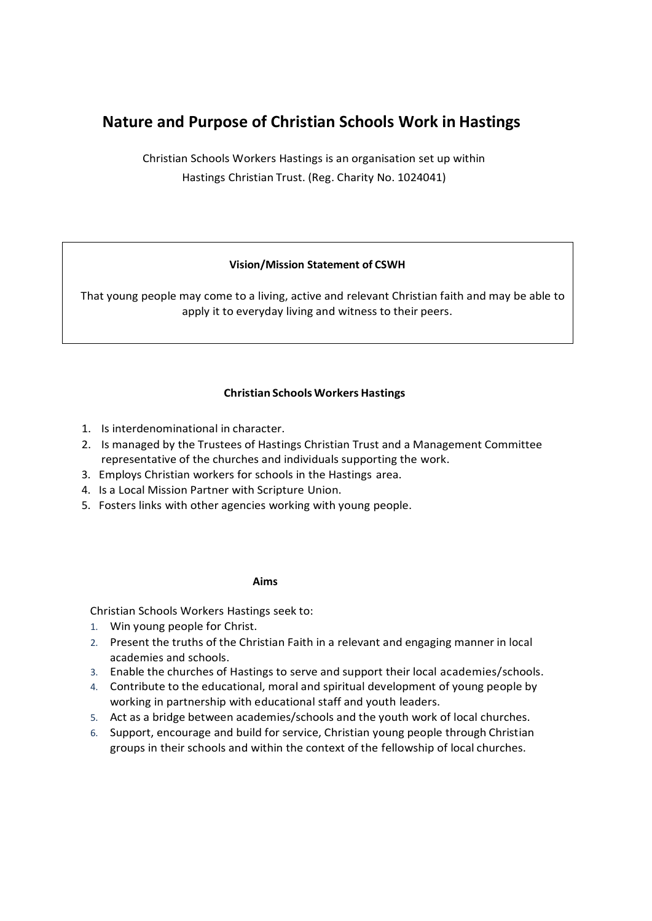# Nature and Purpose of Christian Schools Work in Hastings

Christian Schools Workers Hastings is an organisation set up within Hastings Christian Trust. (Reg. Charity No. 1024041)

**Vision/Mission Statement of CSWH**

That young people may come to a living, active and relevant Christian faith and may be able to apply it to everyday living and witness to their peers.

**Christian Schools Workers Hastings**

1. Is interdenominational in character.
2. Is managed by the Trustees of Hastings Christian Trust and a Management Committee representative of the churches and individuals supporting the work.
3. Employs Christian workers for schools in the Hastings area.
4. Is a Local Mission Partner with Scripture Union.
5. Fosters links with other agencies working with young people.

**Aims**

Christian Schools Workers Hastings seek to:

1. Win young people for Christ.
2. Present the truths of the Christian Faith in a relevant and engaging manner in local academies and schools.
3. Enable the churches of Hastings to serve and support their local academies/schools.
4. Contribute to the educational, moral and spiritual development of young people by working in partnership with educational staff and youth leaders.
5. Act as a bridge between academies/schools and the youth work of local churches.
6. Support, encourage and build for service, Christian young people through Christian groups in their schools and within the context of the fellowship of local churches.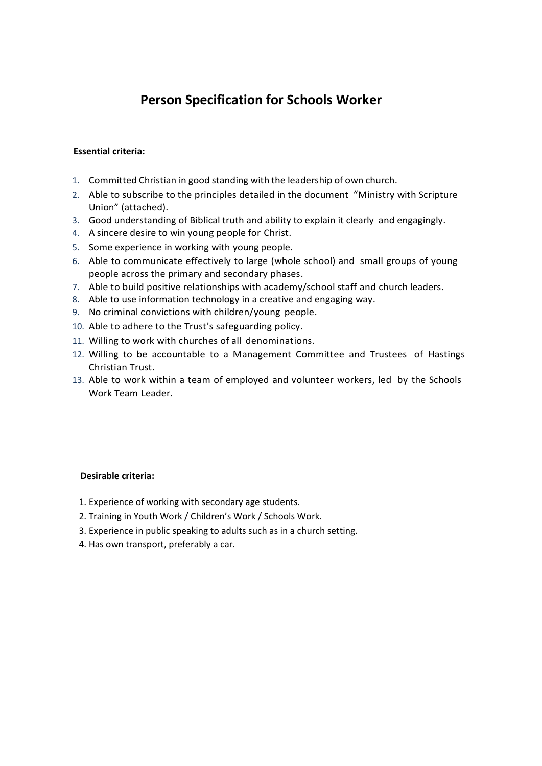# Person Specification for Schools Worker

**Essential criteria:**

1. Committed Christian in good standing with the leadership of own church.
2. Able to subscribe to the principles detailed in the document "Ministry with Scripture Union" (attached).
3. Good understanding of Biblical truth and ability to explain it clearly and engagingly.
4. A sincere desire to win young people for Christ.
5. Some experience in working with young people.
6. Able to communicate effectively to large (whole school) and small groups of young people across the primary and secondary phases.
7. Able to build positive relationships with academy/school staff and church leaders.
8. Able to use information technology in a creative and engaging way.
9. No criminal convictions with children/young people.
10. Able to adhere to the Trust's safeguarding policy.
11. Willing to work with churches of all denominations.
12. Willing to be accountable to a Management Committee and Trustees of Hastings Christian Trust.
13. Able to work within a team of employed and volunteer workers, led by the Schools Work Team Leader.

**Desirable criteria:**

1. Experience of working with secondary age students.
2. Training in Youth Work / Children's Work / Schools Work.
3. Experience in public speaking to adults such as in a church setting.
4. Has own transport, preferably a car.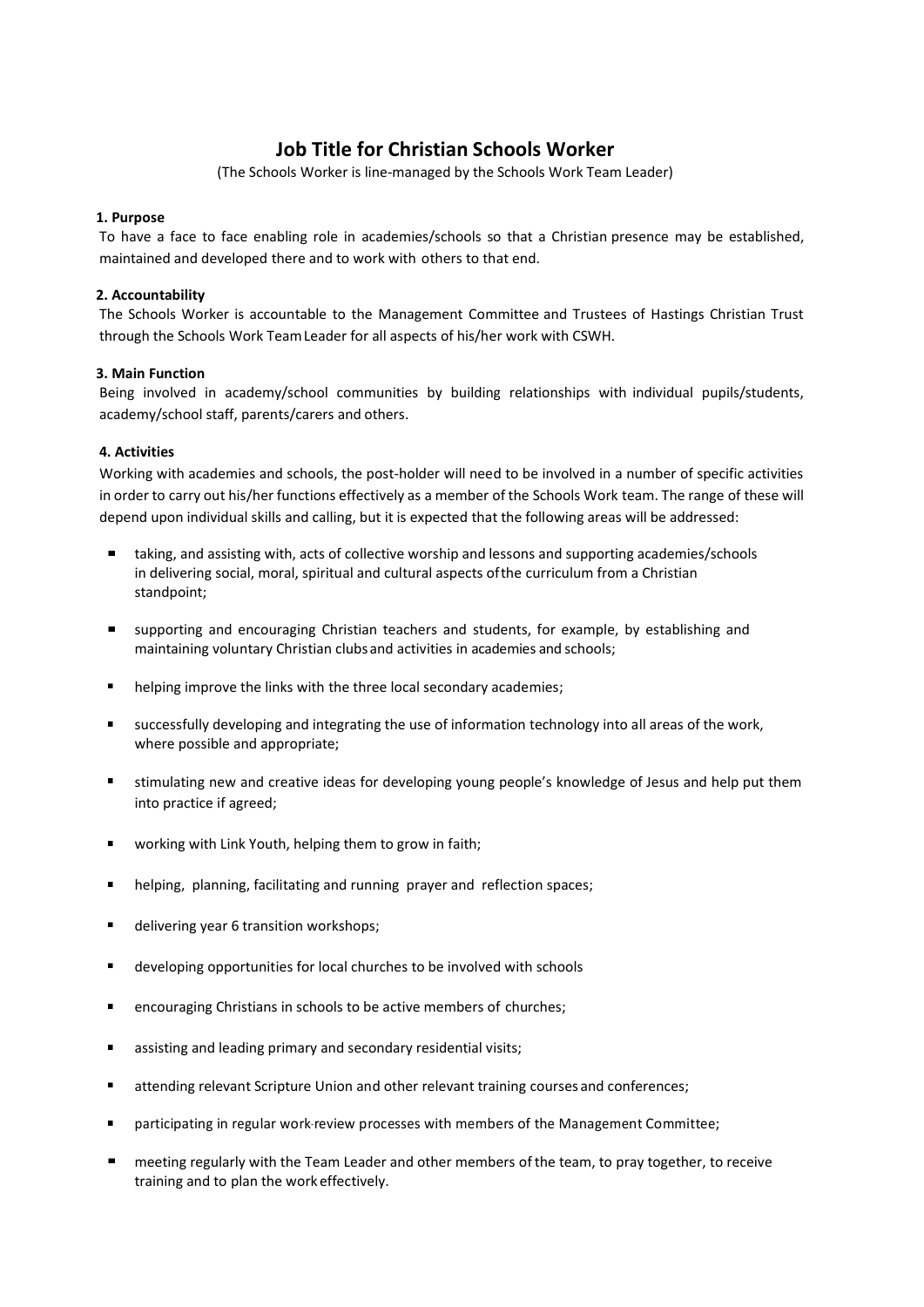# Job Title for Christian Schools Worker

(The Schools Worker is line-managed by the Schools Work Team Leader)

**1. Purpose**

To have a face to face enabling role in academies/schools so that a Christian presence may be established, maintained and developed there and to work with others to that end.

**2. Accountability**

The Schools Worker is accountable to the Management Committee and Trustees of Hastings Christian Trust through the Schools Work Team Leader for all aspects of his/her work with CSWH.

**3. Main Function**

Being involved in academy/school communities by building relationships with individual pupils/students, academy/school staff, parents/carers and others.

**4. Activities**

Working with academies and schools, the post-holder will need to be involved in a number of specific activities in order to carry out his/her functions effectively as a member of the Schools Work team. The range of these will depend upon individual skills and calling, but it is expected that the following areas will be addressed:

- taking, and assisting with, acts of collective worship and lessons and supporting academies/schools in delivering social, moral, spiritual and cultural aspects of the curriculum from a Christian standpoint;
- supporting and encouraging Christian teachers and students, for example, by establishing and maintaining voluntary Christian clubs and activities in academies and schools;
- helping improve the links with the three local secondary academies;
- successfully developing and integrating the use of information technology into all areas of the work, where possible and appropriate;
- stimulating new and creative ideas for developing young people's knowledge of Jesus and help put them into practice if agreed;
- working with Link Youth, helping them to grow in faith;
- helping, planning, facilitating and running prayer and reflection spaces;
- delivering year 6 transition workshops;
- developing opportunities for local churches to be involved with schools
- encouraging Christians in schools to be active members of churches;
- assisting and leading primary and secondary residential visits;
- attending relevant Scripture Union and other relevant training courses and conferences;
- participating in regular work-review processes with members of the Management Committee;
- meeting regularly with the Team Leader and other members of the team, to pray together, to receive training and to plan the work effectively.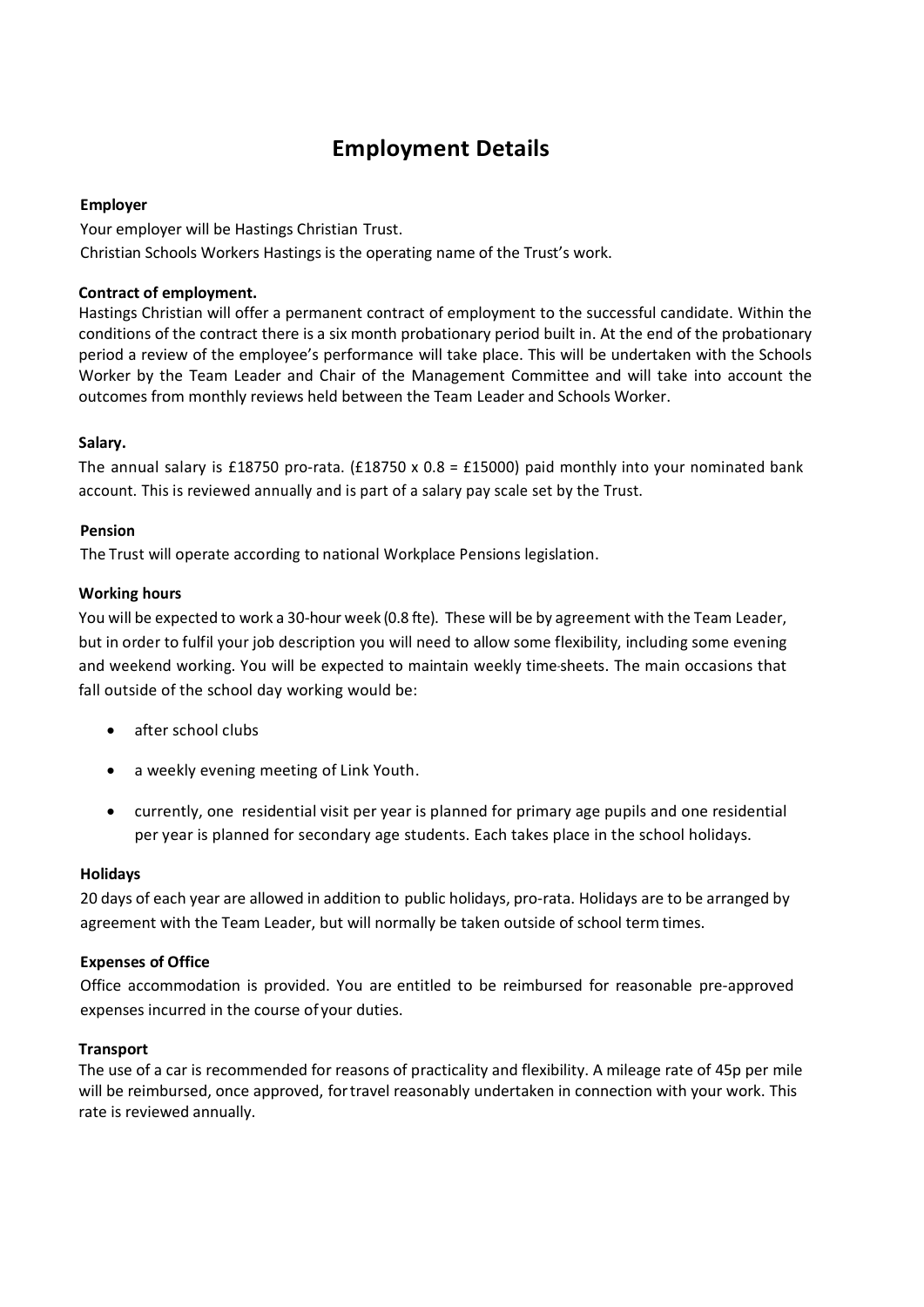# Employment Details

**Employer**

Your employer will be Hastings Christian Trust.
Christian Schools Workers Hastings is the operating name of the Trust's work.

**Contract of employment.**

Hastings Christian will offer a permanent contract of employment to the successful candidate. Within the conditions of the contract there is a six month probationary period built in. At the end of the probationary period a review of the employee's performance will take place. This will be undertaken with the Schools Worker by the Team Leader and Chair of the Management Committee and will take into account the outcomes from monthly reviews held between the Team Leader and Schools Worker.

**Salary.**

The annual salary is £18750 pro-rata. (£18750 x 0.8 = £15000) paid monthly into your nominated bank account. This is reviewed annually and is part of a salary pay scale set by the Trust.

**Pension**

The Trust will operate according to national Workplace Pensions legislation.

**Working hours**

You will be expected to work a 30-hour week (0.8 fte). These will be by agreement with the Team Leader, but in order to fulfil your job description you will need to allow some flexibility, including some evening and weekend working. You will be expected to maintain weekly time-sheets. The main occasions that fall outside of the school day working would be:

- after school clubs
- a weekly evening meeting of Link Youth.
- currently, one residential visit per year is planned for primary age pupils and one residential per year is planned for secondary age students. Each takes place in the school holidays.

**Holidays**

20 days of each year are allowed in addition to public holidays, pro-rata. Holidays are to be arranged by agreement with the Team Leader, but will normally be taken outside of school term times.

**Expenses of Office**

Office accommodation is provided. You are entitled to be reimbursed for reasonable pre-approved expenses incurred in the course of your duties.

**Transport**

The use of a car is recommended for reasons of practicality and flexibility. A mileage rate of 45p per mile will be reimbursed, once approved, for travel reasonably undertaken in connection with your work. This rate is reviewed annually.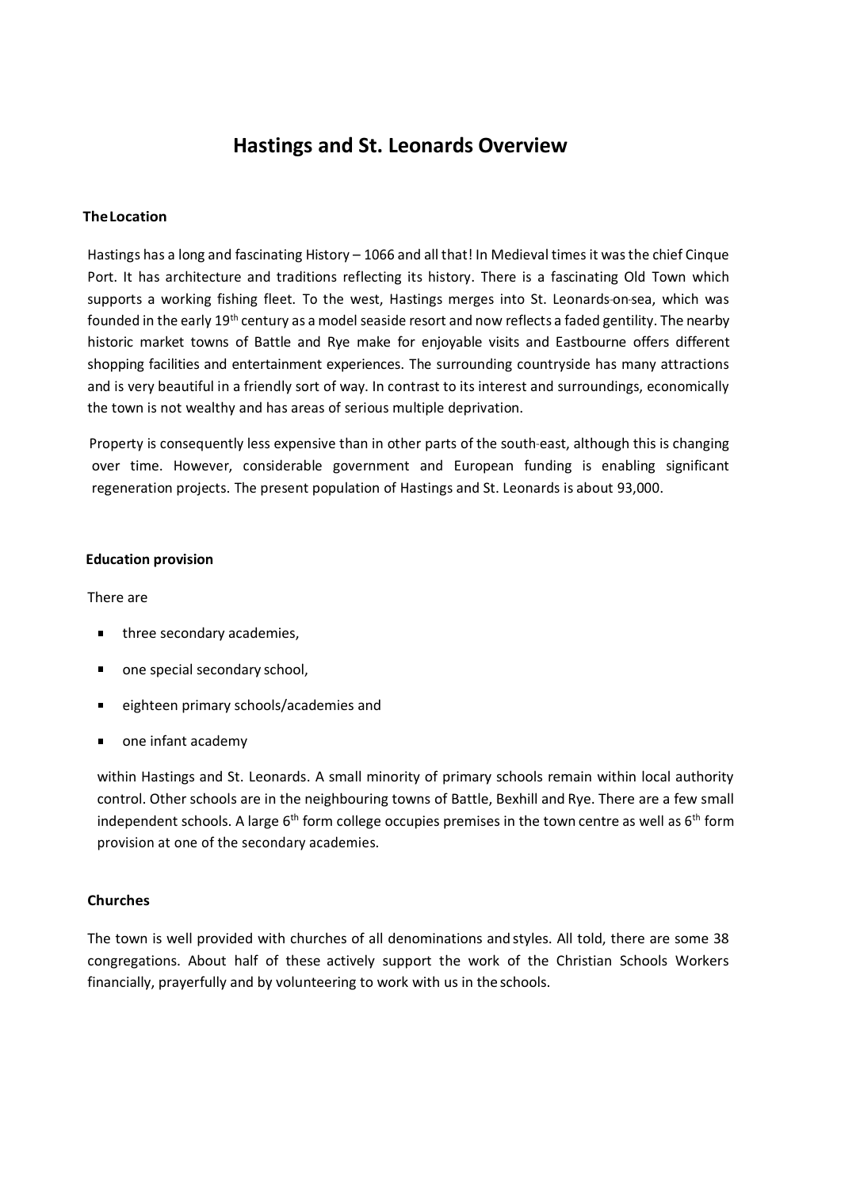# Hastings and St. Leonards Overview

## The Location

Hastings has a long and fascinating History – 1066 and all that! In Medieval times it was the chief Cinque Port. It has architecture and traditions reflecting its history. There is a fascinating Old Town which supports a working fishing fleet. To the west, Hastings merges into St. Leonards-on-sea, which was founded in the early 19th century as a model seaside resort and now reflects a faded gentility. The nearby historic market towns of Battle and Rye make for enjoyable visits and Eastbourne offers different shopping facilities and entertainment experiences. The surrounding countryside has many attractions and is very beautiful in a friendly sort of way. In contrast to its interest and surroundings, economically the town is not wealthy and has areas of serious multiple deprivation.

Property is consequently less expensive than in other parts of the south-east, although this is changing over time. However, considerable government and European funding is enabling significant regeneration projects. The present population of Hastings and St. Leonards is about 93,000.

## Education provision

There are

- three secondary academies,
- one special secondary school,
- eighteen primary schools/academies and
- one infant academy

within Hastings and St. Leonards. A small minority of primary schools remain within local authority control. Other schools are in the neighbouring towns of Battle, Bexhill and Rye. There are a few small independent schools. A large 6th form college occupies premises in the town centre as well as 6th form provision at one of the secondary academies.

## Churches

The town is well provided with churches of all denominations and styles. All told, there are some 38 congregations. About half of these actively support the work of the Christian Schools Workers financially, prayerfully and by volunteering to work with us in the schools.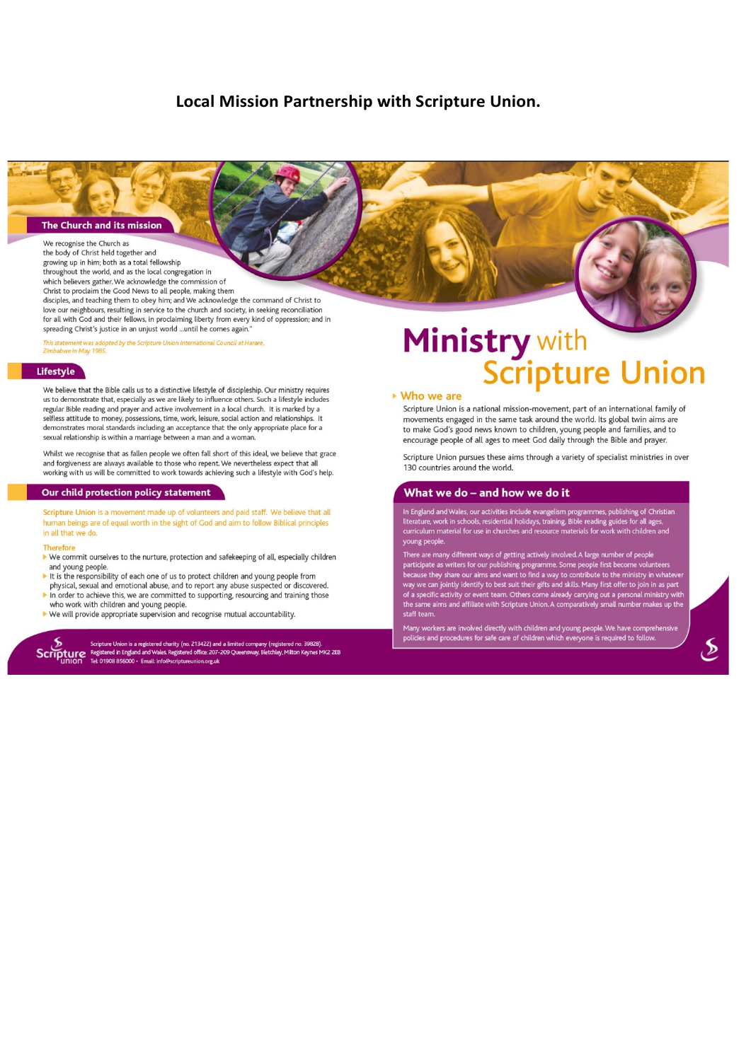# Local Mission Partnership with Scripture Union.

## The Church and its mission

We recognise the Church as the body of Christ held together and growing up in him; both as a total fellowship throughout the world, and as the local congregation in which believers gather. We acknowledge the commission of Christ to proclaim the Good News to all people, making them disciples, and teaching them to obey him; and We acknowledge the command of Christ to love our neighbours, resulting in service to the church and society, in seeking reconciliation for all with God and their fellows, in proclaiming liberty from every kind of oppression; and in spreading Christ's justice in an unjust world ...until he comes again."

*This statement was adopted by the Scripture Union International Council at Harare, Zimbabwe in May 1985.*

## Lifestyle

We believe that the Bible calls us to a distinctive lifestyle of discipleship. Our ministry requires us to demonstrate that, especially as we are likely to influence others. Such a lifestyle includes regular Bible reading and prayer and active involvement in a local church. It is marked by a selfless attitude to money, possessions, time, work, leisure, social action and relationships. It demonstrates moral standards including an acceptance that the only appropriate place for a sexual relationship is within a marriage between a man and a woman.

Whilst we recognise that as fallen people we often fall short of this ideal, we believe that grace and forgiveness are always available to those who repent. We nevertheless expect that all working with us will be committed to work towards achieving such a lifestyle with God's help.

## Our child protection policy statement

Scripture Union is a movement made up of volunteers and paid staff. We believe that all human beings are of equal worth in the sight of God and aim to follow Biblical principles in all that we do.

Therefore

- We commit ourselves to the nurture, protection and safekeeping of all, especially children and young people.
- It is the responsibility of each one of us to protect children and young people from physical, sexual and emotional abuse, and to report any abuse suspected or discovered.
- In order to achieve this, we are committed to supporting, resourcing and training those who work with children and young people.
- We will provide appropriate supervision and recognise mutual accountability.

# Ministry with Scripture Union

## Who we are

Scripture Union is a national mission-movement, part of an international family of movements engaged in the same task around the world. Its global twin aims are to make God's good news known to children, young people and families, and to encourage people of all ages to meet God daily through the Bible and prayer.

Scripture Union pursues these aims through a variety of specialist ministries in over 130 countries around the world.

## What we do – and how we do it

In England and Wales, our activities include evangelism programmes, publishing of Christian literature, work in schools, residential holidays, training, Bible reading guides for all ages, curriculum material for use in churches and resource materials for work with children and young people.

There are many different ways of getting actively involved. A large number of people participate as writers for our publishing programme. Some people first become volunteers because they share our aims and want to find a way to contribute to the ministry in whatever way we can jointly identify to best suit their gifts and skills. Many first offer to join in as part of a specific activity or event team. Others come already carrying out a personal ministry with the same aims and affiliate with Scripture Union. A comparatively small number makes up the staff team.

Many workers are involved directly with children and young people. We have comprehensive policies and procedures for safe care of children which everyone is required to follow.

Scripture Union

Scripture Union is a registered charity (no. 213422) and a limited company (registered no. 39828). Registered in England and Wales. Registered office: 207-209 Queensway, Bletchley, Milton Keynes MK2 2EB
Tel: 01908 856000 • Email: info@scriptureunion.org.uk